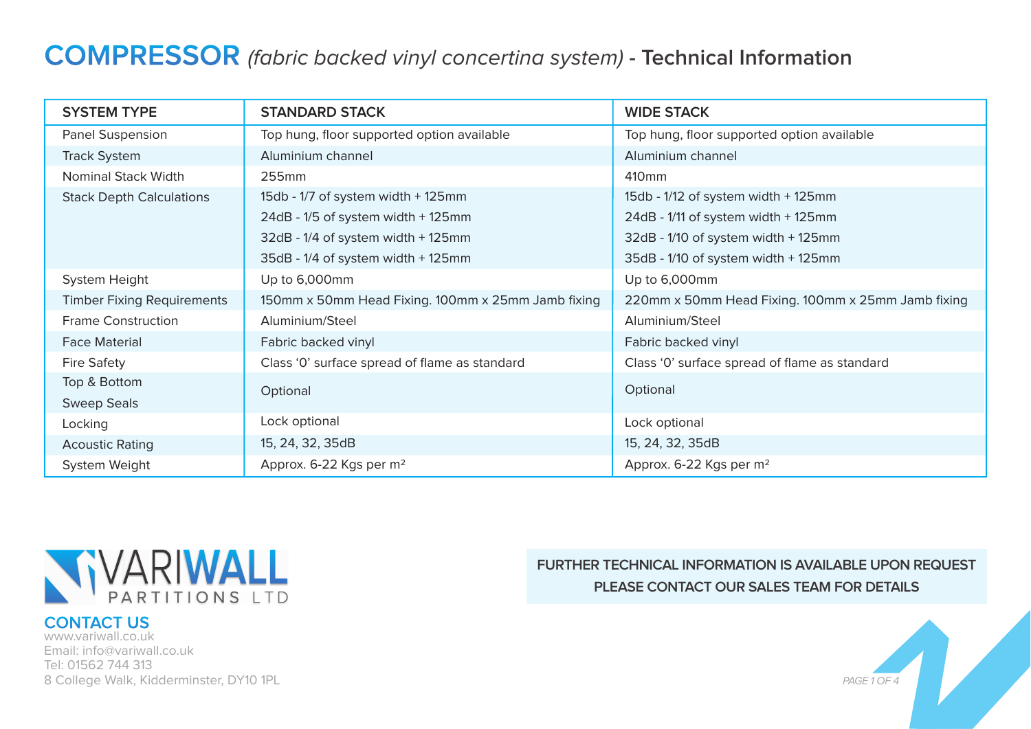# **COMPRESSOR** *(fabric backed vinyl concertina system)* - Technical Information

| SYSTEM TYPE | STANDARD STACK | WIDE STACK |
|---|---|---|
| Panel Suspension | Top hung, floor supported option available | Top hung, floor supported option available |
| Track System | Aluminium channel | Aluminium channel |
| Nominal Stack Width | 255mm | 410mm |
| Stack Depth Calculations | 15db - 1/7 of system width + 125mm<br>24dB - 1/5 of system width + 125mm<br>32dB - 1/4 of system width + 125mm<br>35dB - 1/4 of system width + 125mm | 15db - 1/12 of system width + 125mm<br>24dB - 1/11 of system width + 125mm<br>32dB - 1/10 of system width + 125mm<br>35dB - 1/10 of system width + 125mm |
| System Height | Up to 6,000mm | Up to 6,000mm |
| Timber Fixing Requirements | 150mm x 50mm Head Fixing. 100mm x 25mm Jamb fixing | 220mm x 50mm Head Fixing. 100mm x 25mm Jamb fixing |
| Frame Construction | Aluminium/Steel | Aluminium/Steel |
| Face Material | Fabric backed vinyl | Fabric backed vinyl |
| Fire Safety | Class ‘0’ surface spread of flame as standard | Class ‘0’ surface spread of flame as standard |
| Top & Bottom Sweep Seals | Optional | Optional |
| Locking | Lock optional | Lock optional |
| Acoustic Rating | 15, 24, 32, 35dB | 15, 24, 32, 35dB |
| System Weight | Approx. 6-22 Kgs per m² | Approx. 6-22 Kgs per m² |

VARIWALL PARTITIONS LTD

**CONTACT US**

www.variwall.co.uk
Email: info@variwall.co.uk
Tel: 01562 744 313
8 College Walk, Kidderminster, DY10 1PL

**FURTHER TECHNICAL INFORMATION IS AVAILABLE UPON REQUEST**
**PLEASE CONTACT OUR SALES TEAM FOR DETAILS**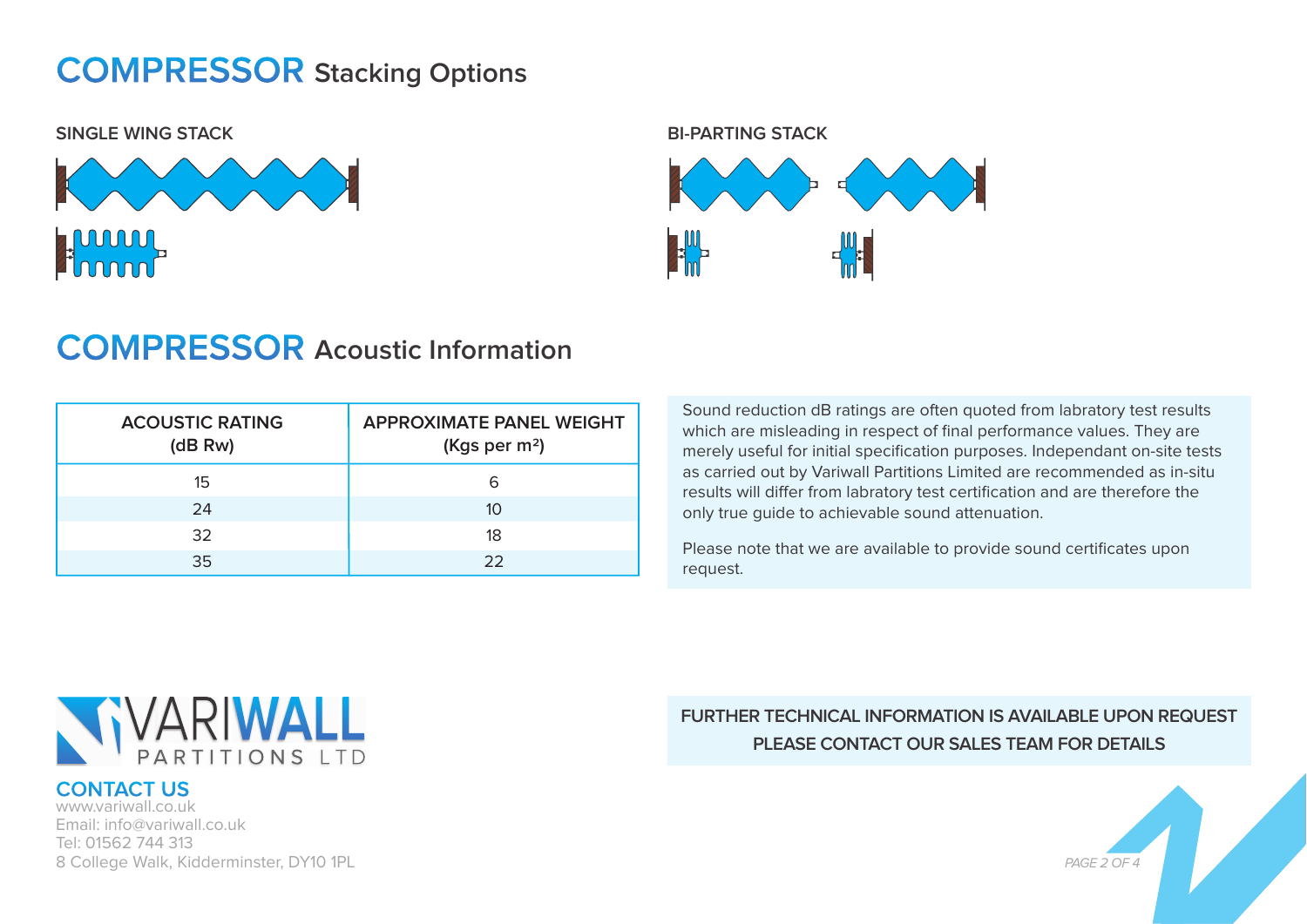# COMPRESSOR Stacking Options

**SINGLE WING STACK**

**BI-PARTING STACK**

# COMPRESSOR Acoustic Information

| ACOUSTIC RATING (dB Rw) | APPROXIMATE PANEL WEIGHT (Kgs per m²) |
|---|---|
| 15 | 6 |
| 24 | 10 |
| 32 | 18 |
| 35 | 22 |

Sound reduction dB ratings are often quoted from labratory test results which are misleading in respect of final performance values. They are merely useful for initial specification purposes. Independant on-site tests as carried out by Variwall Partitions Limited are recommended as in-situ results will differ from labratory test certification and are therefore the only true guide to achievable sound attenuation.

Please note that we are available to provide sound certificates upon request.

VARIWALL PARTITIONS LTD

## CONTACT US

www.variwall.co.uk
Email: info@variwall.co.uk
Tel: 01562 744 313
8 College Walk, Kidderminster, DY10 1PL

**FURTHER TECHNICAL INFORMATION IS AVAILABLE UPON REQUEST**
**PLEASE CONTACT OUR SALES TEAM FOR DETAILS**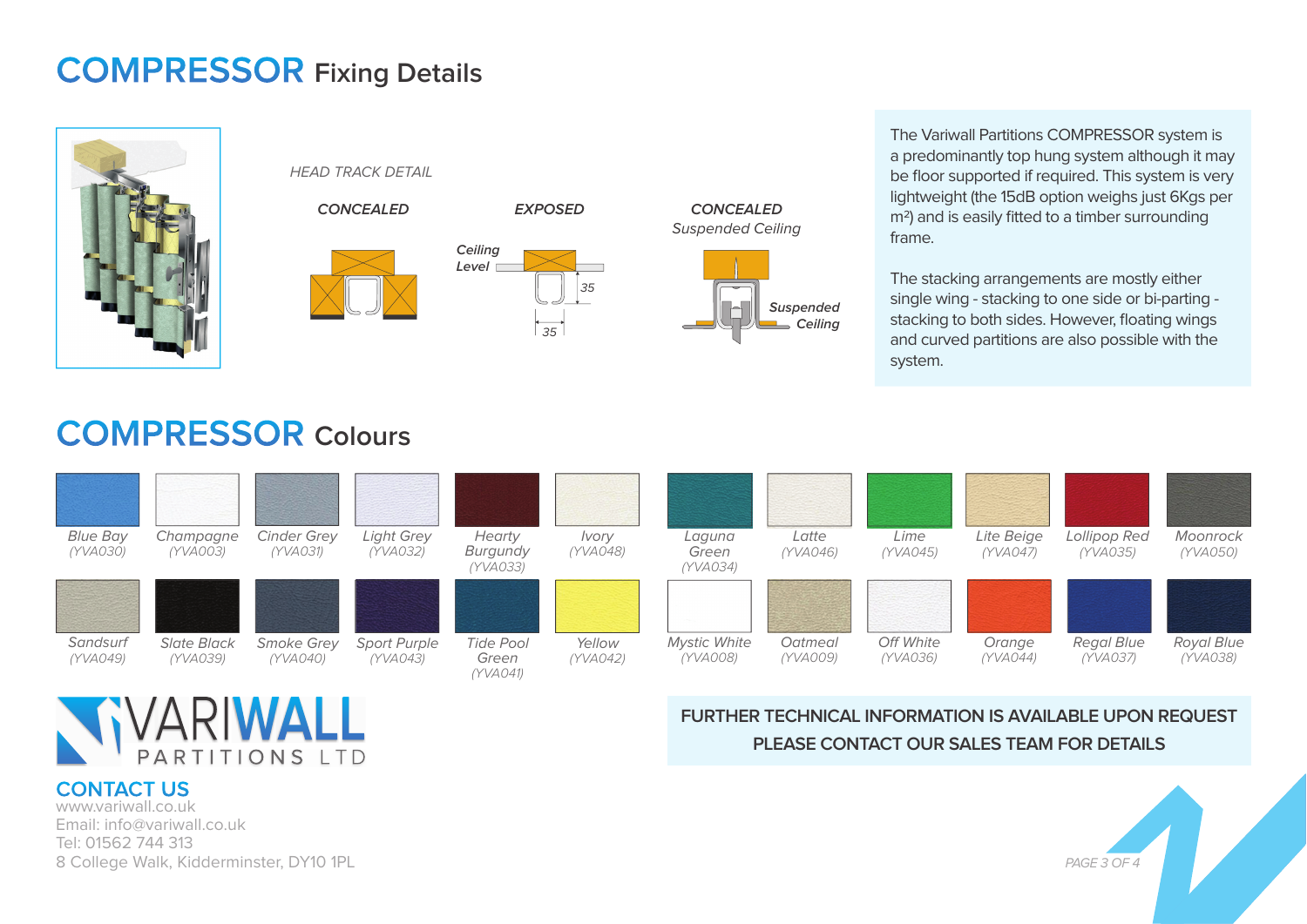# COMPRESSOR Fixing Details

*HEAD TRACK DETAIL*

***CONCEALED***

***EXPOSED***

*Ceiling Level*

35

35

***CONCEALED***
*Suspended Ceiling*

*Suspended Ceiling*

The Variwall Partitions COMPRESSOR system is a predominantly top hung system although it may be floor supported if required. This system is very lightweight (the 15dB option weighs just 6Kgs per m²) and is easily fitted to a timber surrounding frame.

The stacking arrangements are mostly either single wing - stacking to one side or bi-parting - stacking to both sides. However, floating wings and curved partitions are also possible with the system.

# COMPRESSOR Colours

| | | | | | | | | | | | |
|---|---|---|---|---|---|---|---|---|---|---|---|
| *Blue Bay (YVA030)* | *Champagne (YVA003)* | *Cinder Grey (YVA031)* | *Light Grey (YVA032)* | *Hearty Burgundy (YVA033)* | *Ivory (YVA048)* | *Laguna Green (YVA034)* | *Latte (YVA046)* | *Lime (YVA045)* | *Lite Beige (YVA047)* | *Lollipop Red (YVA035)* | *Moonrock (YVA050)* |
| *Sandsurf (YVA049)* | *Slate Black (YVA039)* | *Smoke Grey (YVA040)* | *Sport Purple (YVA043)* | *Tide Pool Green (YVA041)* | *Yellow (YVA042)* | *Mystic White (YVA008)* | *Oatmeal (YVA009)* | *Off White (YVA036)* | *Orange (YVA044)* | *Regal Blue (YVA037)* | *Royal Blue (YVA038)* |

VARIWALL PARTITIONS LTD

**FURTHER TECHNICAL INFORMATION IS AVAILABLE UPON REQUEST**
**PLEASE CONTACT OUR SALES TEAM FOR DETAILS**

## CONTACT US

www.variwall.co.uk
Email: info@variwall.co.uk
Tel: 01562 744 313
8 College Walk, Kidderminster, DY10 1PL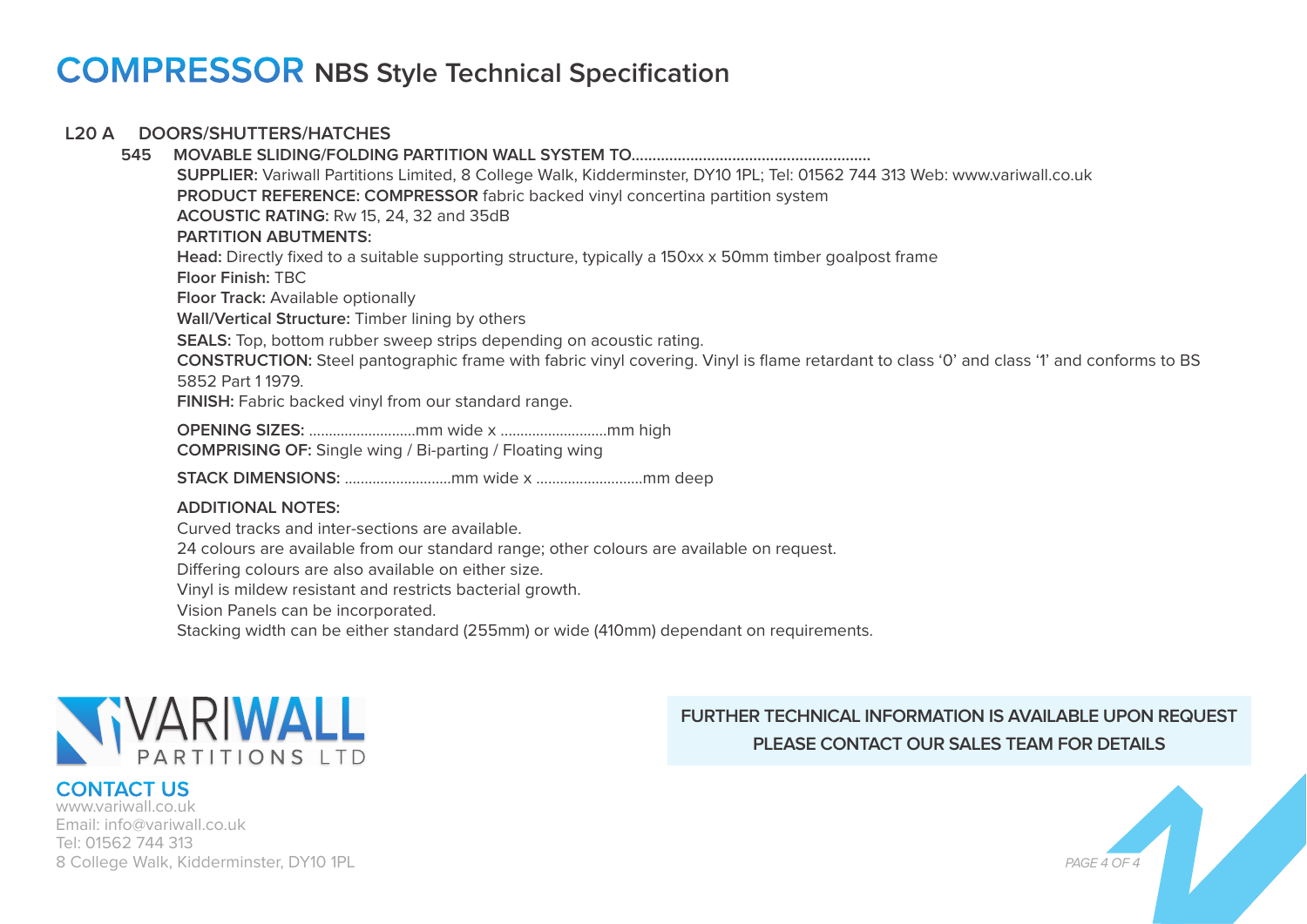# COMPRESSOR NBS Style Technical Specification

## L20 A DOORS/SHUTTERS/HATCHES

### 545 MOVABLE SLIDING/FOLDING PARTITION WALL SYSTEM TO.........................................................

**SUPPLIER:** Variwall Partitions Limited, 8 College Walk, Kidderminster, DY10 1PL; Tel: 01562 744 313 Web: www.variwall.co.uk
**PRODUCT REFERENCE: COMPRESSOR** fabric backed vinyl concertina partition system
**ACOUSTIC RATING:** Rw 15, 24, 32 and 35dB
**PARTITION ABUTMENTS:**
**Head:** Directly fixed to a suitable supporting structure, typically a 150xx x 50mm timber goalpost frame
**Floor Finish:** TBC
**Floor Track:** Available optionally
**Wall/Vertical Structure:** Timber lining by others
**SEALS:** Top, bottom rubber sweep strips depending on acoustic rating.
**CONSTRUCTION:** Steel pantographic frame with fabric vinyl covering. Vinyl is flame retardant to class '0' and class '1' and conforms to BS 5852 Part 1 1979.
**FINISH:** Fabric backed vinyl from our standard range.

**OPENING SIZES:** ...........................mm wide x ...........................mm high
**COMPRISING OF:** Single wing / Bi-parting / Floating wing

**STACK DIMENSIONS:** ...........................mm wide x ...........................mm deep

**ADDITIONAL NOTES:**
Curved tracks and inter-sections are available.
24 colours are available from our standard range; other colours are available on request.
Differing colours are also available on either size.
Vinyl is mildew resistant and restricts bacterial growth.
Vision Panels can be incorporated.
Stacking width can be either standard (255mm) or wide (410mm) dependant on requirements.

VARIWALL PARTITIONS LTD

**CONTACT US**
www.variwall.co.uk
Email: info@variwall.co.uk
Tel: 01562 744 313
8 College Walk, Kidderminster, DY10 1PL

**FURTHER TECHNICAL INFORMATION IS AVAILABLE UPON REQUEST**
**PLEASE CONTACT OUR SALES TEAM FOR DETAILS**